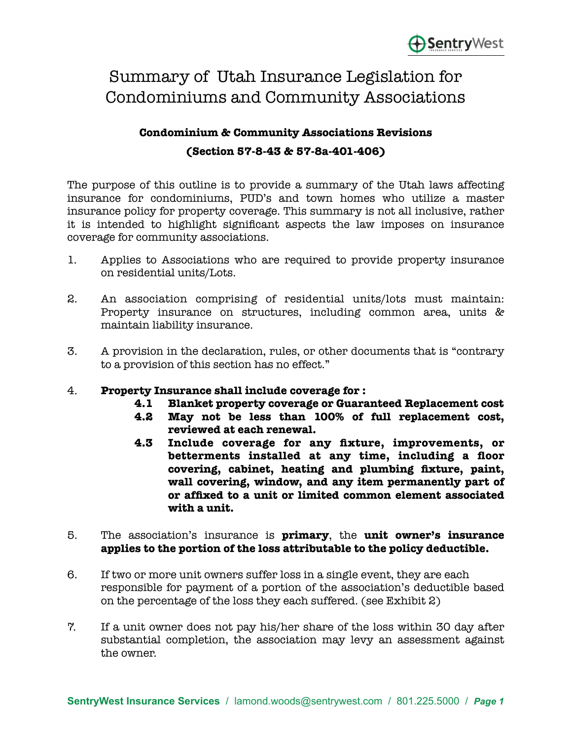# Summary of Utah Insurance Legislation for Condominiums and Community Associations

**Condominium & Community Associations Revisions**

**(Section 57-8-43 & 57-8a-401-406)**

The purpose of this outline is to provide a summary of the Utah laws affecting insurance for condominiums, PUD's and town homes who utilize a master insurance policy for property coverage. This summary is not all inclusive, rather it is intended to highlight significant aspects the law imposes on insurance coverage for community associations.

1. Applies to Associations who are required to provide property insurance on residential units/Lots.

2. An association comprising of residential units/lots must maintain: Property insurance on structures, including common area, units & maintain liability insurance.

3. A provision in the declaration, rules, or other documents that is "contrary to a provision of this section has no effect."

4. **Property Insurance shall include coverage for :**
   - **4.1 Blanket property coverage or Guaranteed Replacement cost**
   - **4.2 May not be less than 100% of full replacement cost, reviewed at each renewal.**
   - **4.3 Include coverage for any fixture, improvements, or betterments installed at any time, including a floor covering, cabinet, heating and plumbing fixture, paint, wall covering, window, and any item permanently part of or affixed to a unit or limited common element associated with a unit.**

5. The association's insurance is **primary**, the **unit owner's insurance applies to the portion of the loss attributable to the policy deductible.**

6. If two or more unit owners suffer loss in a single event, they are each responsible for payment of a portion of the association's deductible based on the percentage of the loss they each suffered. (see Exhibit 2)

7. If a unit owner does not pay his/her share of the loss within 30 day after substantial completion, the association may levy an assessment against the owner.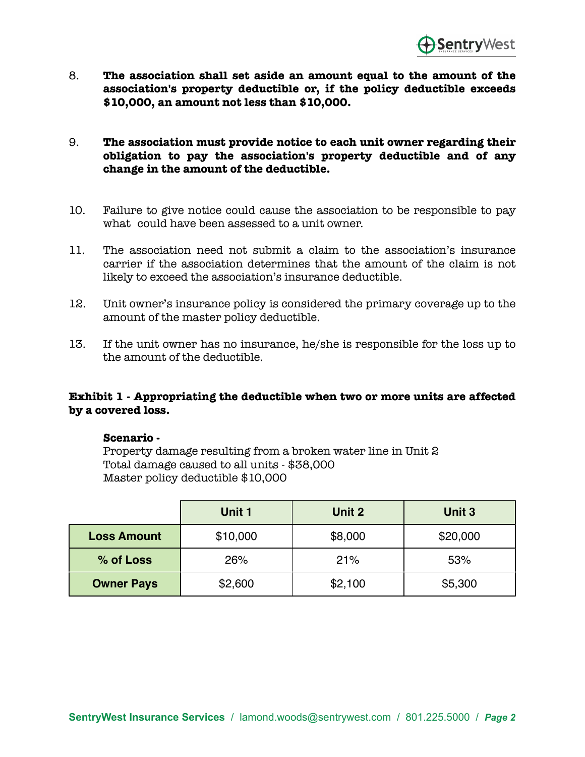8. **The association shall set aside an amount equal to the amount of the association's property deductible or, if the policy deductible exceeds $10,000, an amount not less than $10,000.**

9. **The association must provide notice to each unit owner regarding their obligation to pay the association's property deductible and of any change in the amount of the deductible.**

10. Failure to give notice could cause the association to be responsible to pay what could have been assessed to a unit owner.

11. The association need not submit a claim to the association's insurance carrier if the association determines that the amount of the claim is not likely to exceed the association's insurance deductible.

12. Unit owner's insurance policy is considered the primary coverage up to the amount of the master policy deductible.

13. If the unit owner has no insurance, he/she is responsible for the loss up to the amount of the deductible.

**Exhibit 1 - Appropriating the deductible when two or more units are affected by a covered loss.**

**Scenario -**
Property damage resulting from a broken water line in Unit 2
Total damage caused to all units - $38,000
Master policy deductible $10,000

| | Unit 1 | Unit 2 | Unit 3 |
|---|---|---|---|
| **Loss Amount** | $10,000 | $8,000 | $20,000 |
| **% of Loss** | 26% | 21% | 53% |
| **Owner Pays** | $2,600 | $2,100 | $5,300 |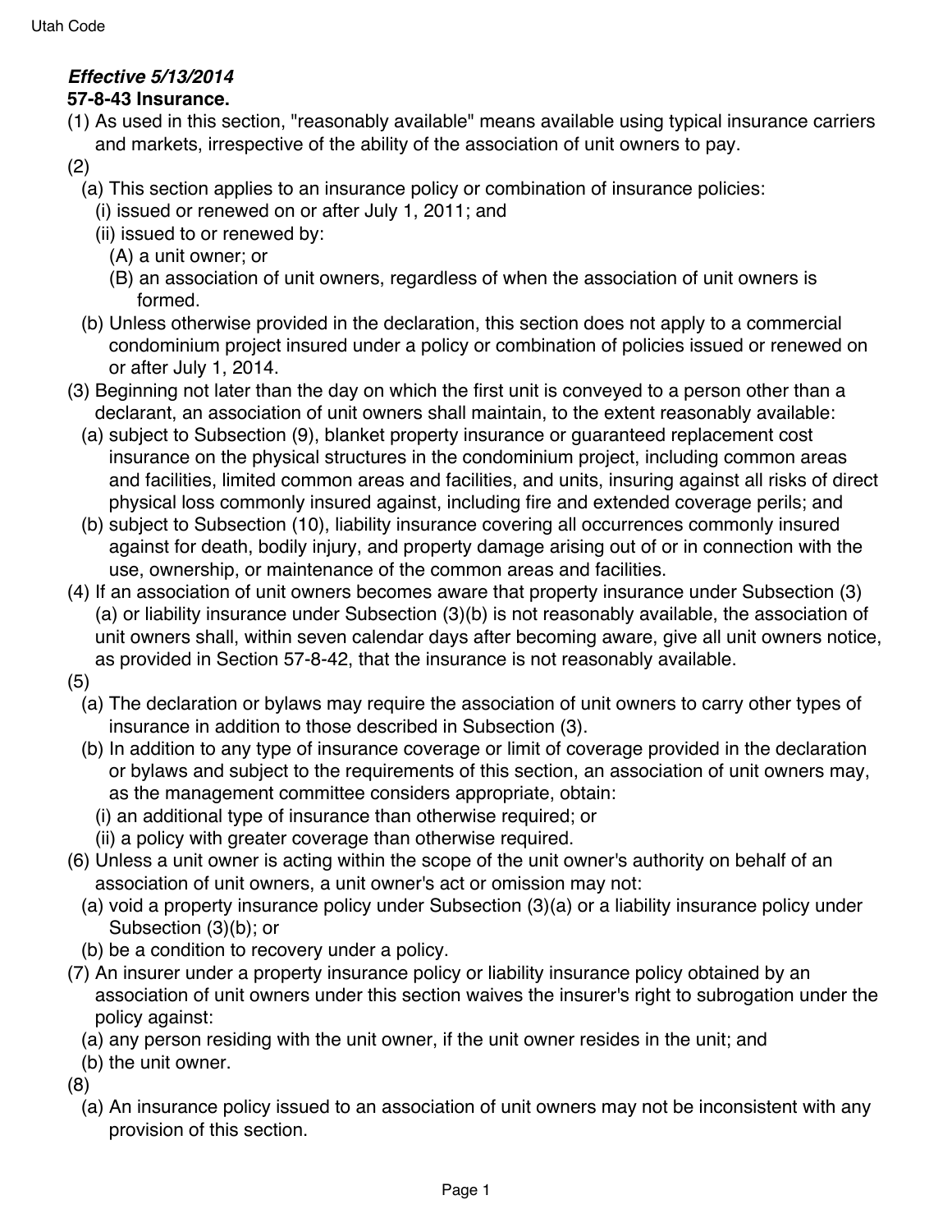***Effective 5/13/2014***

**57-8-43 Insurance.**

(1) As used in this section, "reasonably available" means available using typical insurance carriers and markets, irrespective of the ability of the association of unit owners to pay.

(2)

(a) This section applies to an insurance policy or combination of insurance policies:

(i) issued or renewed on or after July 1, 2011; and

(ii) issued to or renewed by:

(A) a unit owner; or

(B) an association of unit owners, regardless of when the association of unit owners is formed.

(b) Unless otherwise provided in the declaration, this section does not apply to a commercial condominium project insured under a policy or combination of policies issued or renewed on or after July 1, 2014.

(3) Beginning not later than the day on which the first unit is conveyed to a person other than a declarant, an association of unit owners shall maintain, to the extent reasonably available:

(a) subject to Subsection (9), blanket property insurance or guaranteed replacement cost insurance on the physical structures in the condominium project, including common areas and facilities, limited common areas and facilities, and units, insuring against all risks of direct physical loss commonly insured against, including fire and extended coverage perils; and

(b) subject to Subsection (10), liability insurance covering all occurrences commonly insured against for death, bodily injury, and property damage arising out of or in connection with the use, ownership, or maintenance of the common areas and facilities.

(4) If an association of unit owners becomes aware that property insurance under Subsection (3)(a) or liability insurance under Subsection (3)(b) is not reasonably available, the association of unit owners shall, within seven calendar days after becoming aware, give all unit owners notice, as provided in Section 57-8-42, that the insurance is not reasonably available.

(5)

(a) The declaration or bylaws may require the association of unit owners to carry other types of insurance in addition to those described in Subsection (3).

(b) In addition to any type of insurance coverage or limit of coverage provided in the declaration or bylaws and subject to the requirements of this section, an association of unit owners may, as the management committee considers appropriate, obtain:

(i) an additional type of insurance than otherwise required; or

(ii) a policy with greater coverage than otherwise required.

(6) Unless a unit owner is acting within the scope of the unit owner's authority on behalf of an association of unit owners, a unit owner's act or omission may not:

(a) void a property insurance policy under Subsection (3)(a) or a liability insurance policy under Subsection (3)(b); or

(b) be a condition to recovery under a policy.

(7) An insurer under a property insurance policy or liability insurance policy obtained by an association of unit owners under this section waives the insurer's right to subrogation under the policy against:

(a) any person residing with the unit owner, if the unit owner resides in the unit; and

(b) the unit owner.

(8)

(a) An insurance policy issued to an association of unit owners may not be inconsistent with any provision of this section.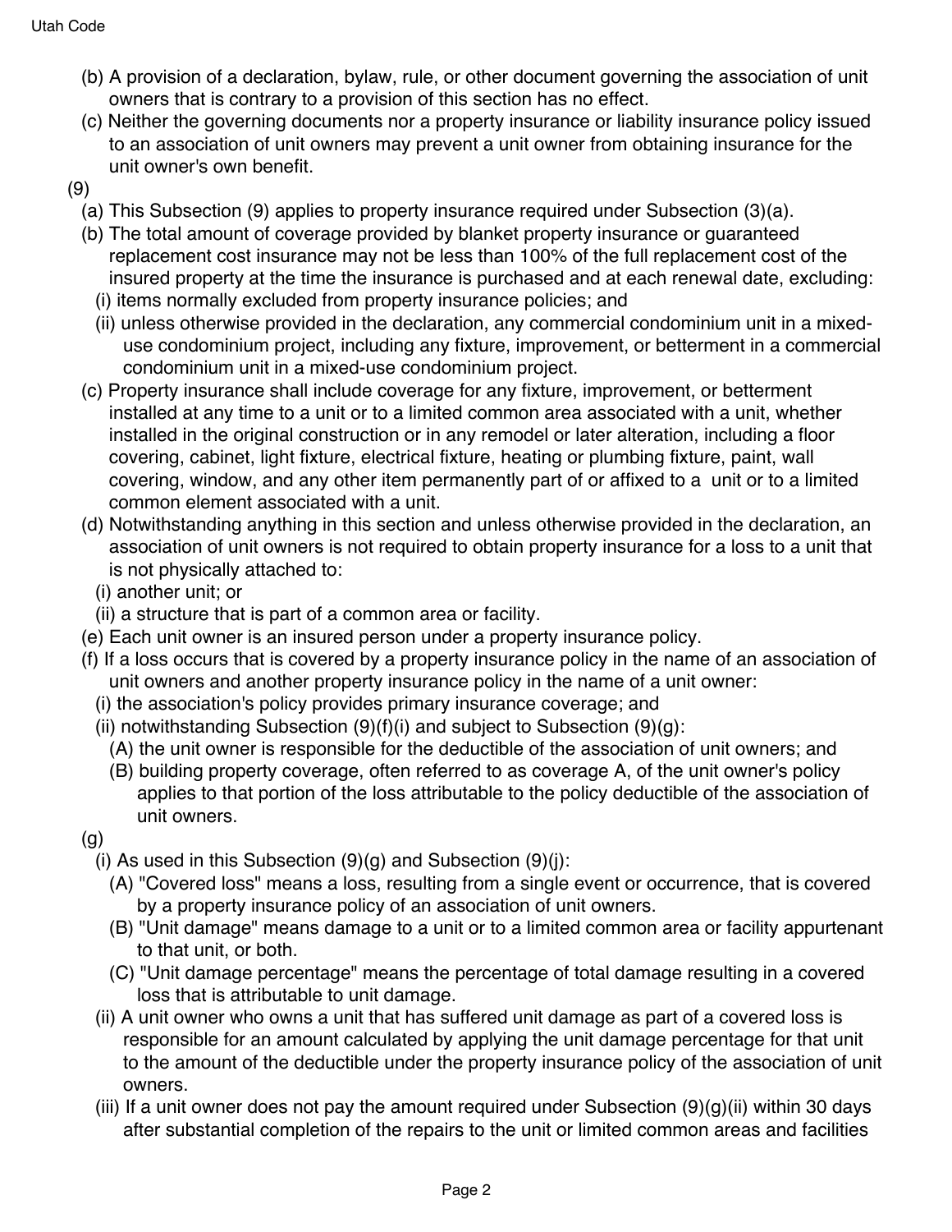(b) A provision of a declaration, bylaw, rule, or other document governing the association of unit owners that is contrary to a provision of this section has no effect.

(c) Neither the governing documents nor a property insurance or liability insurance policy issued to an association of unit owners may prevent a unit owner from obtaining insurance for the unit owner's own benefit.

(9)

(a) This Subsection (9) applies to property insurance required under Subsection (3)(a).

(b) The total amount of coverage provided by blanket property insurance or guaranteed replacement cost insurance may not be less than 100% of the full replacement cost of the insured property at the time the insurance is purchased and at each renewal date, excluding:

(i) items normally excluded from property insurance policies; and

(ii) unless otherwise provided in the declaration, any commercial condominium unit in a mixed-use condominium project, including any fixture, improvement, or betterment in a commercial condominium unit in a mixed-use condominium project.

(c) Property insurance shall include coverage for any fixture, improvement, or betterment installed at any time to a unit or to a limited common area associated with a unit, whether installed in the original construction or in any remodel or later alteration, including a floor covering, cabinet, light fixture, electrical fixture, heating or plumbing fixture, paint, wall covering, window, and any other item permanently part of or affixed to a unit or to a limited common element associated with a unit.

(d) Notwithstanding anything in this section and unless otherwise provided in the declaration, an association of unit owners is not required to obtain property insurance for a loss to a unit that is not physically attached to:

(i) another unit; or

(ii) a structure that is part of a common area or facility.

(e) Each unit owner is an insured person under a property insurance policy.

(f) If a loss occurs that is covered by a property insurance policy in the name of an association of unit owners and another property insurance policy in the name of a unit owner:

(i) the association's policy provides primary insurance coverage; and

(ii) notwithstanding Subsection (9)(f)(i) and subject to Subsection (9)(g):

(A) the unit owner is responsible for the deductible of the association of unit owners; and

(B) building property coverage, often referred to as coverage A, of the unit owner's policy applies to that portion of the loss attributable to the policy deductible of the association of unit owners.

(g)

(i) As used in this Subsection (9)(g) and Subsection (9)(j):

(A) "Covered loss" means a loss, resulting from a single event or occurrence, that is covered by a property insurance policy of an association of unit owners.

(B) "Unit damage" means damage to a unit or to a limited common area or facility appurtenant to that unit, or both.

(C) "Unit damage percentage" means the percentage of total damage resulting in a covered loss that is attributable to unit damage.

(ii) A unit owner who owns a unit that has suffered unit damage as part of a covered loss is responsible for an amount calculated by applying the unit damage percentage for that unit to the amount of the deductible under the property insurance policy of the association of unit owners.

(iii) If a unit owner does not pay the amount required under Subsection (9)(g)(ii) within 30 days after substantial completion of the repairs to the unit or limited common areas and facilities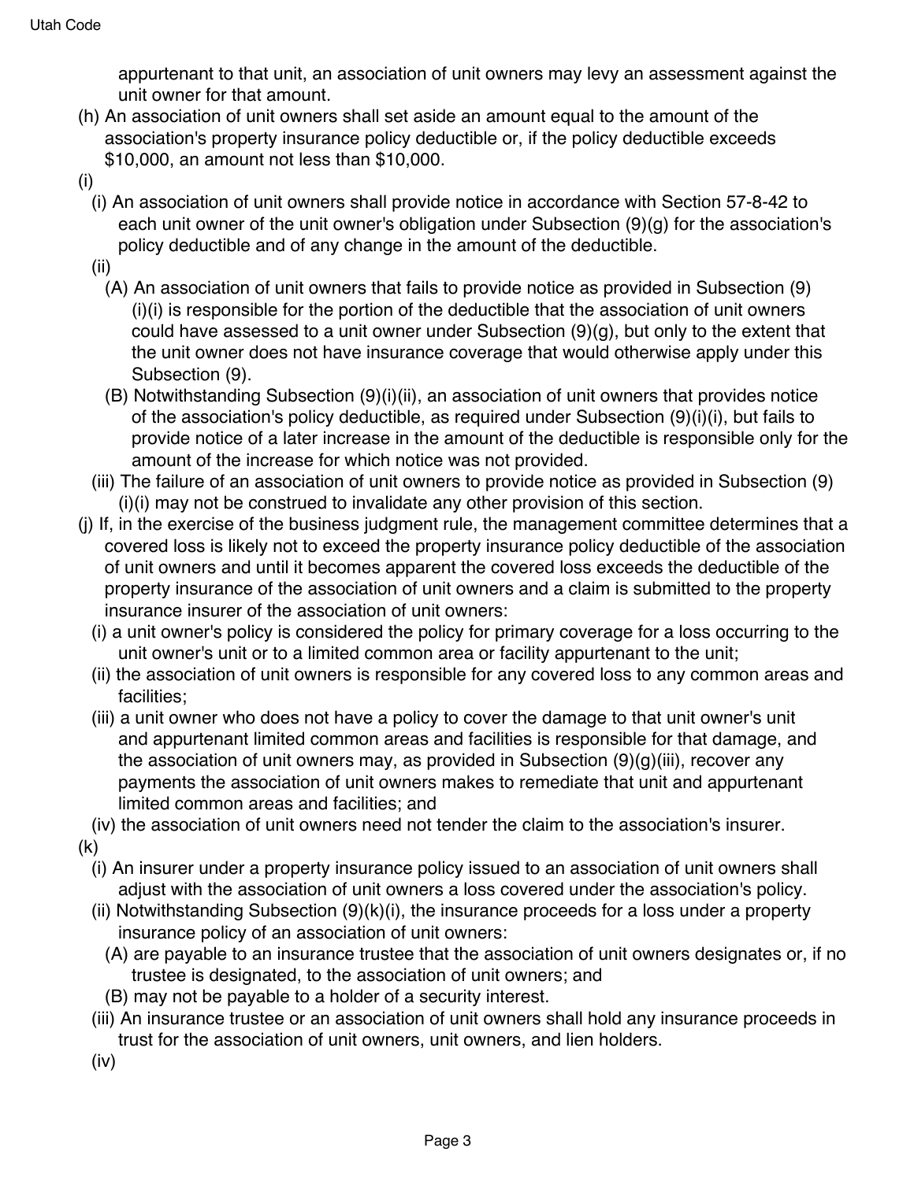appurtenant to that unit, an association of unit owners may levy an assessment against the unit owner for that amount.

(h) An association of unit owners shall set aside an amount equal to the amount of the association's property insurance policy deductible or, if the policy deductible exceeds $10,000, an amount not less than $10,000.

(i)

(i) An association of unit owners shall provide notice in accordance with Section 57-8-42 to each unit owner of the unit owner's obligation under Subsection (9)(g) for the association's policy deductible and of any change in the amount of the deductible.

(ii)

(A) An association of unit owners that fails to provide notice as provided in Subsection (9)(i)(i) is responsible for the portion of the deductible that the association of unit owners could have assessed to a unit owner under Subsection (9)(g), but only to the extent that the unit owner does not have insurance coverage that would otherwise apply under this Subsection (9).

(B) Notwithstanding Subsection (9)(i)(ii), an association of unit owners that provides notice of the association's policy deductible, as required under Subsection (9)(i)(i), but fails to provide notice of a later increase in the amount of the deductible is responsible only for the amount of the increase for which notice was not provided.

(iii) The failure of an association of unit owners to provide notice as provided in Subsection (9)(i)(i) may not be construed to invalidate any other provision of this section.

(j) If, in the exercise of the business judgment rule, the management committee determines that a covered loss is likely not to exceed the property insurance policy deductible of the association of unit owners and until it becomes apparent the covered loss exceeds the deductible of the property insurance of the association of unit owners and a claim is submitted to the property insurance insurer of the association of unit owners:

(i) a unit owner's policy is considered the policy for primary coverage for a loss occurring to the unit owner's unit or to a limited common area or facility appurtenant to the unit;

(ii) the association of unit owners is responsible for any covered loss to any common areas and facilities;

(iii) a unit owner who does not have a policy to cover the damage to that unit owner's unit and appurtenant limited common areas and facilities is responsible for that damage, and the association of unit owners may, as provided in Subsection (9)(g)(iii), recover any payments the association of unit owners makes to remediate that unit and appurtenant limited common areas and facilities; and

(iv) the association of unit owners need not tender the claim to the association's insurer.

(k)

(i) An insurer under a property insurance policy issued to an association of unit owners shall adjust with the association of unit owners a loss covered under the association's policy.

(ii) Notwithstanding Subsection (9)(k)(i), the insurance proceeds for a loss under a property insurance policy of an association of unit owners:

(A) are payable to an insurance trustee that the association of unit owners designates or, if no trustee is designated, to the association of unit owners; and

(B) may not be payable to a holder of a security interest.

(iii) An insurance trustee or an association of unit owners shall hold any insurance proceeds in trust for the association of unit owners, unit owners, and lien holders.

(iv)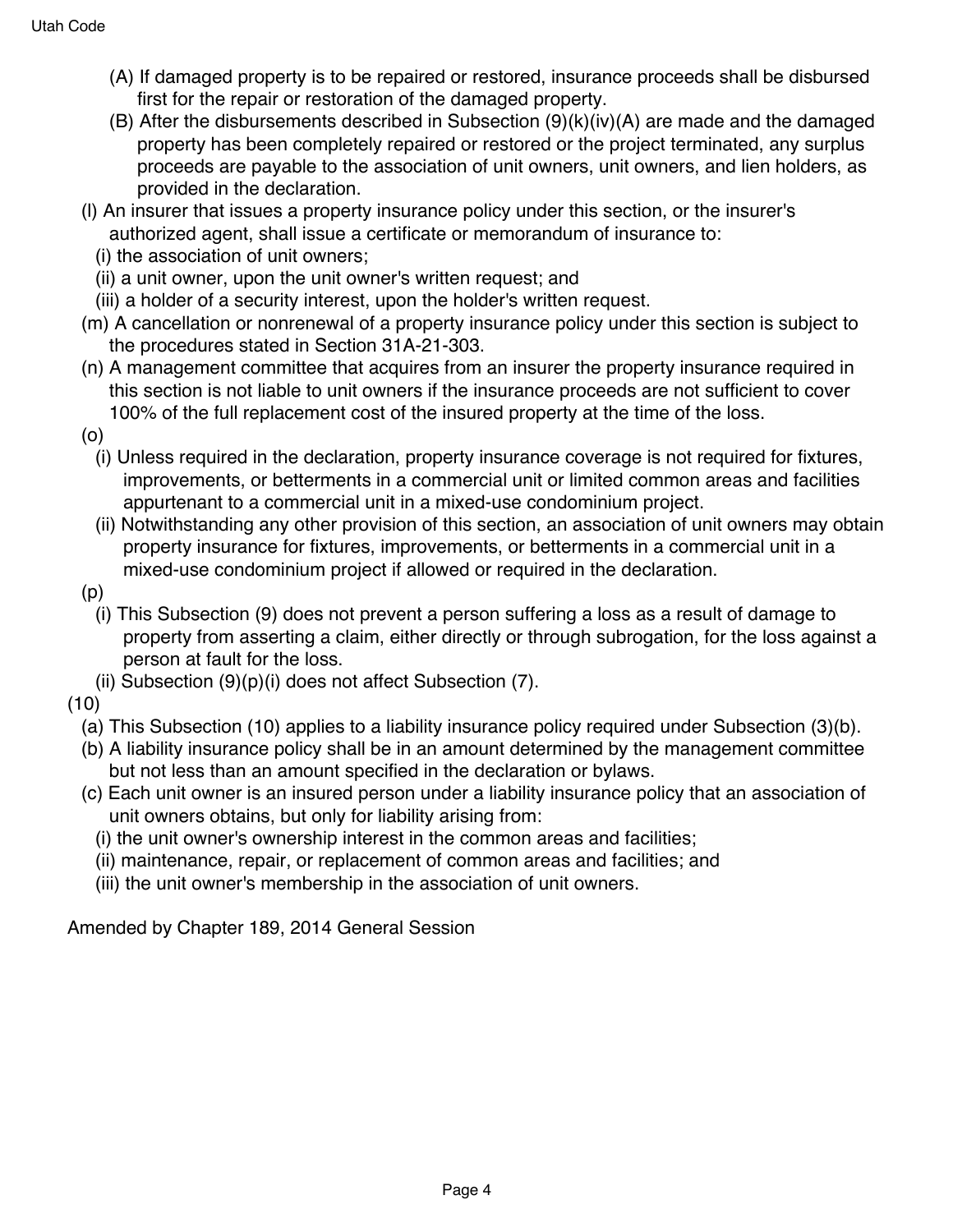(A) If damaged property is to be repaired or restored, insurance proceeds shall be disbursed first for the repair or restoration of the damaged property.

(B) After the disbursements described in Subsection (9)(k)(iv)(A) are made and the damaged property has been completely repaired or restored or the project terminated, any surplus proceeds are payable to the association of unit owners, unit owners, and lien holders, as provided in the declaration.

(l) An insurer that issues a property insurance policy under this section, or the insurer's authorized agent, shall issue a certificate or memorandum of insurance to:

(i) the association of unit owners;

(ii) a unit owner, upon the unit owner's written request; and

(iii) a holder of a security interest, upon the holder's written request.

(m) A cancellation or nonrenewal of a property insurance policy under this section is subject to the procedures stated in Section 31A-21-303.

(n) A management committee that acquires from an insurer the property insurance required in this section is not liable to unit owners if the insurance proceeds are not sufficient to cover 100% of the full replacement cost of the insured property at the time of the loss.

(o)

(i) Unless required in the declaration, property insurance coverage is not required for fixtures, improvements, or betterments in a commercial unit or limited common areas and facilities appurtenant to a commercial unit in a mixed-use condominium project.

(ii) Notwithstanding any other provision of this section, an association of unit owners may obtain property insurance for fixtures, improvements, or betterments in a commercial unit in a mixed-use condominium project if allowed or required in the declaration.

(p)

(i) This Subsection (9) does not prevent a person suffering a loss as a result of damage to property from asserting a claim, either directly or through subrogation, for the loss against a person at fault for the loss.

(ii) Subsection (9)(p)(i) does not affect Subsection (7).

(10)

(a) This Subsection (10) applies to a liability insurance policy required under Subsection (3)(b).

(b) A liability insurance policy shall be in an amount determined by the management committee but not less than an amount specified in the declaration or bylaws.

(c) Each unit owner is an insured person under a liability insurance policy that an association of unit owners obtains, but only for liability arising from:

(i) the unit owner's ownership interest in the common areas and facilities;

(ii) maintenance, repair, or replacement of common areas and facilities; and

(iii) the unit owner's membership in the association of unit owners.

Amended by Chapter 189, 2014 General Session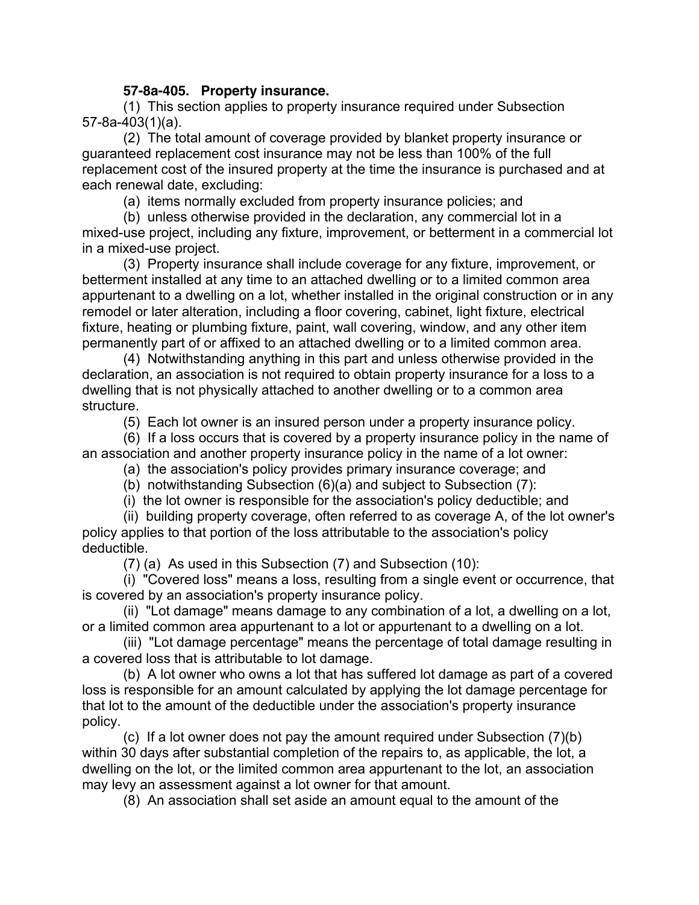**57-8a-405. Property insurance.**

(1) This section applies to property insurance required under Subsection 57-8a-403(1)(a).

(2) The total amount of coverage provided by blanket property insurance or guaranteed replacement cost insurance may not be less than 100% of the full replacement cost of the insured property at the time the insurance is purchased and at each renewal date, excluding:

(a) items normally excluded from property insurance policies; and

(b) unless otherwise provided in the declaration, any commercial lot in a mixed-use project, including any fixture, improvement, or betterment in a commercial lot in a mixed-use project.

(3) Property insurance shall include coverage for any fixture, improvement, or betterment installed at any time to an attached dwelling or to a limited common area appurtenant to a dwelling on a lot, whether installed in the original construction or in any remodel or later alteration, including a floor covering, cabinet, light fixture, electrical fixture, heating or plumbing fixture, paint, wall covering, window, and any other item permanently part of or affixed to an attached dwelling or to a limited common area.

(4) Notwithstanding anything in this part and unless otherwise provided in the declaration, an association is not required to obtain property insurance for a loss to a dwelling that is not physically attached to another dwelling or to a common area structure.

(5) Each lot owner is an insured person under a property insurance policy.

(6) If a loss occurs that is covered by a property insurance policy in the name of an association and another property insurance policy in the name of a lot owner:

(a) the association's policy provides primary insurance coverage; and

(b) notwithstanding Subsection (6)(a) and subject to Subsection (7):

(i) the lot owner is responsible for the association's policy deductible; and

(ii) building property coverage, often referred to as coverage A, of the lot owner's policy applies to that portion of the loss attributable to the association's policy deductible.

(7) (a) As used in this Subsection (7) and Subsection (10):

(i) "Covered loss" means a loss, resulting from a single event or occurrence, that is covered by an association's property insurance policy.

(ii) "Lot damage" means damage to any combination of a lot, a dwelling on a lot, or a limited common area appurtenant to a lot or appurtenant to a dwelling on a lot.

(iii) "Lot damage percentage" means the percentage of total damage resulting in a covered loss that is attributable to lot damage.

(b) A lot owner who owns a lot that has suffered lot damage as part of a covered loss is responsible for an amount calculated by applying the lot damage percentage for that lot to the amount of the deductible under the association's property insurance policy.

(c) If a lot owner does not pay the amount required under Subsection (7)(b) within 30 days after substantial completion of the repairs to, as applicable, the lot, a dwelling on the lot, or the limited common area appurtenant to the lot, an association may levy an assessment against a lot owner for that amount.

(8) An association shall set aside an amount equal to the amount of the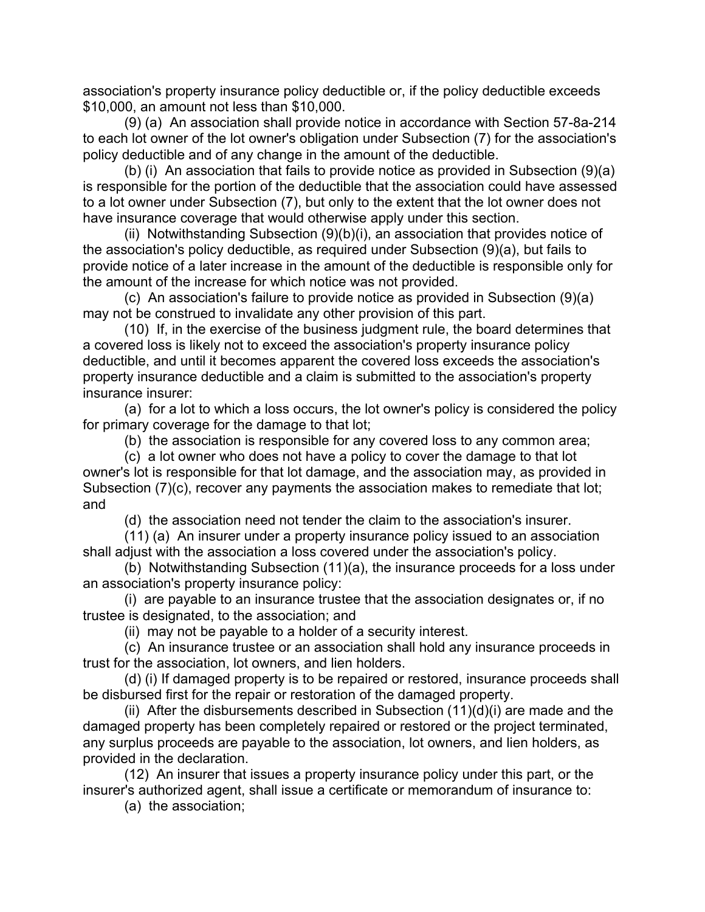association's property insurance policy deductible or, if the policy deductible exceeds $10,000, an amount not less than $10,000.

(9) (a) An association shall provide notice in accordance with Section 57-8a-214 to each lot owner of the lot owner's obligation under Subsection (7) for the association's policy deductible and of any change in the amount of the deductible.

(b) (i) An association that fails to provide notice as provided in Subsection (9)(a) is responsible for the portion of the deductible that the association could have assessed to a lot owner under Subsection (7), but only to the extent that the lot owner does not have insurance coverage that would otherwise apply under this section.

(ii) Notwithstanding Subsection (9)(b)(i), an association that provides notice of the association's policy deductible, as required under Subsection (9)(a), but fails to provide notice of a later increase in the amount of the deductible is responsible only for the amount of the increase for which notice was not provided.

(c) An association's failure to provide notice as provided in Subsection (9)(a) may not be construed to invalidate any other provision of this part.

(10) If, in the exercise of the business judgment rule, the board determines that a covered loss is likely not to exceed the association's property insurance policy deductible, and until it becomes apparent the covered loss exceeds the association's property insurance deductible and a claim is submitted to the association's property insurance insurer:

(a) for a lot to which a loss occurs, the lot owner's policy is considered the policy for primary coverage for the damage to that lot;

(b) the association is responsible for any covered loss to any common area;

(c) a lot owner who does not have a policy to cover the damage to that lot owner's lot is responsible for that lot damage, and the association may, as provided in Subsection (7)(c), recover any payments the association makes to remediate that lot; and

(d) the association need not tender the claim to the association's insurer.

(11) (a) An insurer under a property insurance policy issued to an association shall adjust with the association a loss covered under the association's policy.

(b) Notwithstanding Subsection (11)(a), the insurance proceeds for a loss under an association's property insurance policy:

(i) are payable to an insurance trustee that the association designates or, if no trustee is designated, to the association; and

(ii) may not be payable to a holder of a security interest.

(c) An insurance trustee or an association shall hold any insurance proceeds in trust for the association, lot owners, and lien holders.

(d) (i) If damaged property is to be repaired or restored, insurance proceeds shall be disbursed first for the repair or restoration of the damaged property.

(ii) After the disbursements described in Subsection (11)(d)(i) are made and the damaged property has been completely repaired or restored or the project terminated, any surplus proceeds are payable to the association, lot owners, and lien holders, as provided in the declaration.

(12) An insurer that issues a property insurance policy under this part, or the insurer's authorized agent, shall issue a certificate or memorandum of insurance to:

(a) the association;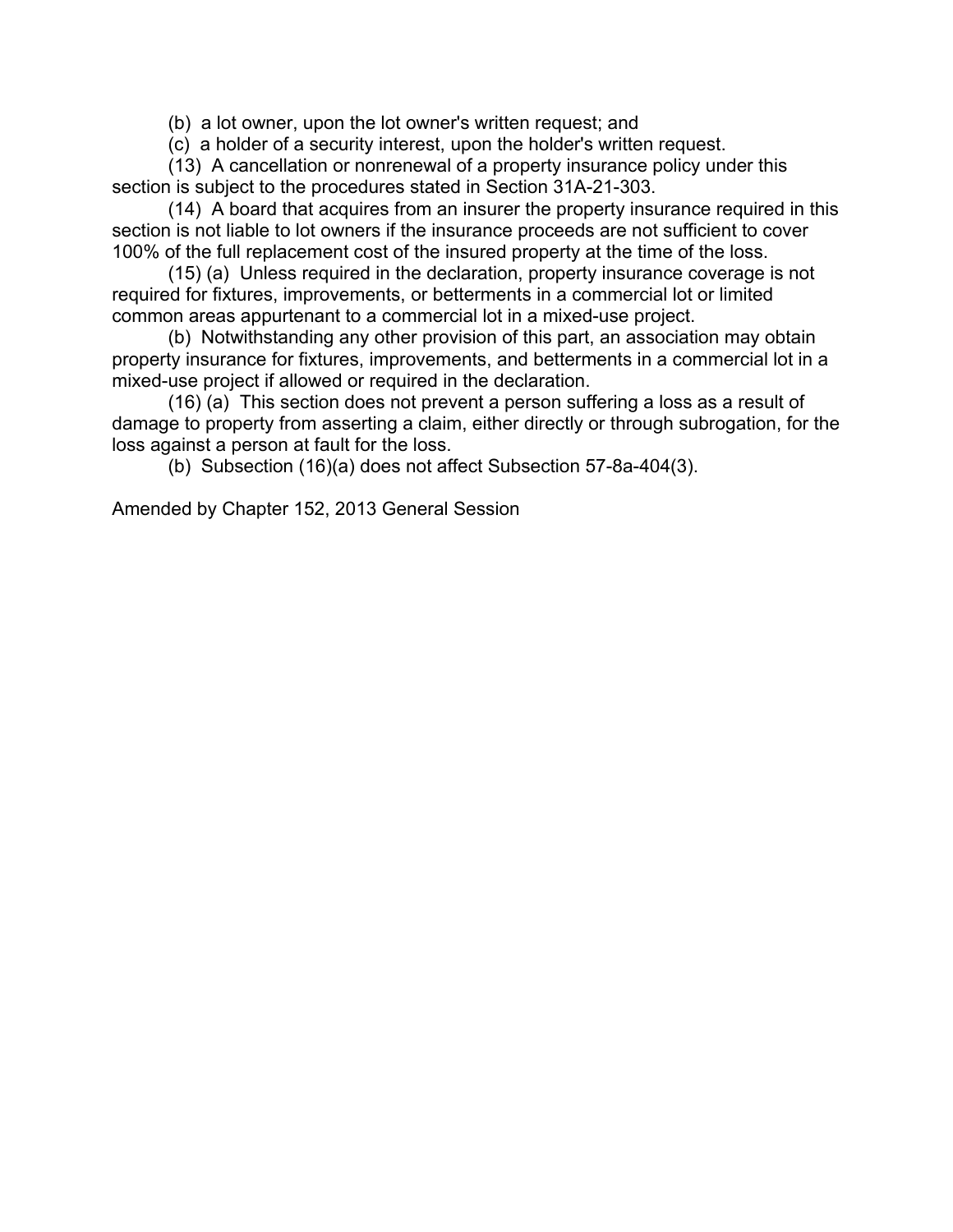(b) a lot owner, upon the lot owner's written request; and

(c) a holder of a security interest, upon the holder's written request.

(13) A cancellation or nonrenewal of a property insurance policy under this section is subject to the procedures stated in Section 31A-21-303.

(14) A board that acquires from an insurer the property insurance required in this section is not liable to lot owners if the insurance proceeds are not sufficient to cover 100% of the full replacement cost of the insured property at the time of the loss.

(15) (a) Unless required in the declaration, property insurance coverage is not required for fixtures, improvements, or betterments in a commercial lot or limited common areas appurtenant to a commercial lot in a mixed-use project.

(b) Notwithstanding any other provision of this part, an association may obtain property insurance for fixtures, improvements, and betterments in a commercial lot in a mixed-use project if allowed or required in the declaration.

(16) (a) This section does not prevent a person suffering a loss as a result of damage to property from asserting a claim, either directly or through subrogation, for the loss against a person at fault for the loss.

(b) Subsection (16)(a) does not affect Subsection 57-8a-404(3).

Amended by Chapter 152, 2013 General Session